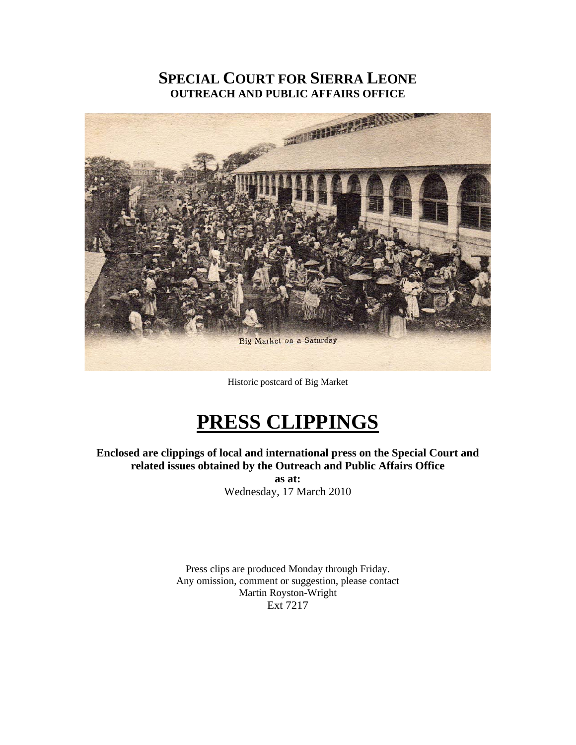# SPECIAL COURT FOR SIERRA LEONE
## OUTREACH AND PUBLIC AFFAIRS OFFICE

Big Market on a Saturday

Historic postcard of Big Market

# PRESS CLIPPINGS

**Enclosed are clippings of local and international press on the Special Court and related issues obtained by the Outreach and Public Affairs Office**

**as at:**

Wednesday, 17 March 2010

Press clips are produced Monday through Friday.
Any omission, comment or suggestion, please contact
Martin Royston-Wright
Ext 7217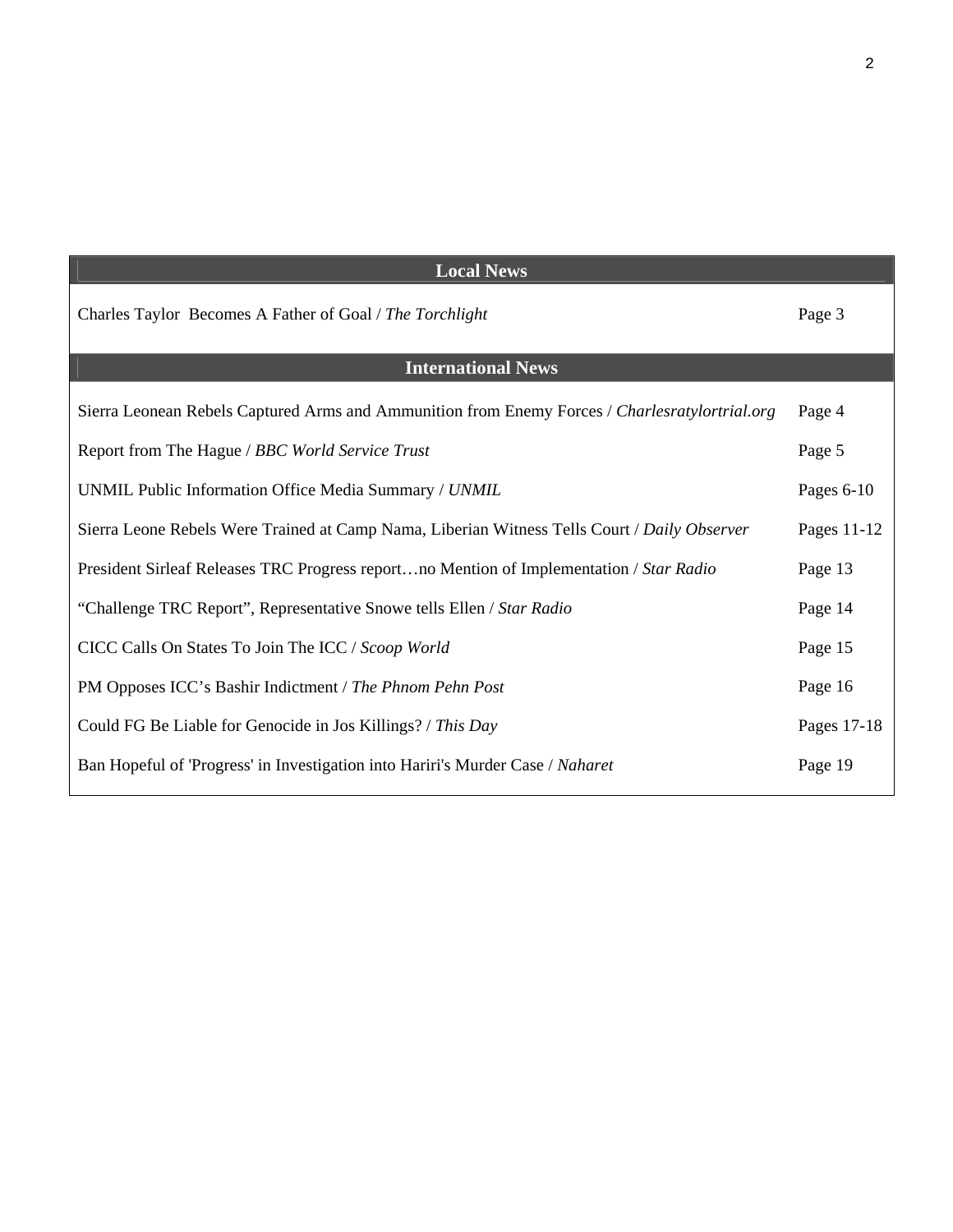| Local News | |
|---|---|
| Charles Taylor  Becomes A Father of Goal / *The Torchlight* | Page 3 |
| **International News** | |
| Sierra Leonean Rebels Captured Arms and Ammunition from Enemy Forces / *Charlesratylortrial.org* | Page 4 |
| Report from The Hague / *BBC World Service Trust* | Page 5 |
| UNMIL Public Information Office Media Summary / *UNMIL* | Pages 6-10 |
| Sierra Leone Rebels Were Trained at Camp Nama, Liberian Witness Tells Court / *Daily Observer* | Pages 11-12 |
| President Sirleaf Releases TRC Progress report…no Mention of Implementation / *Star Radio* | Page 13 |
| “Challenge TRC Report”, Representative Snowe tells Ellen / *Star Radio* | Page 14 |
| CICC Calls On States To Join The ICC / *Scoop World* | Page 15 |
| PM Opposes ICC’s Bashir Indictment / *The Phnom Pehn Post* | Page 16 |
| Could FG Be Liable for Genocide in Jos Killings? / *This Day* | Pages 17-18 |
| Ban Hopeful of 'Progress' in Investigation into Hariri's Murder Case / *Naharet* | Page 19 |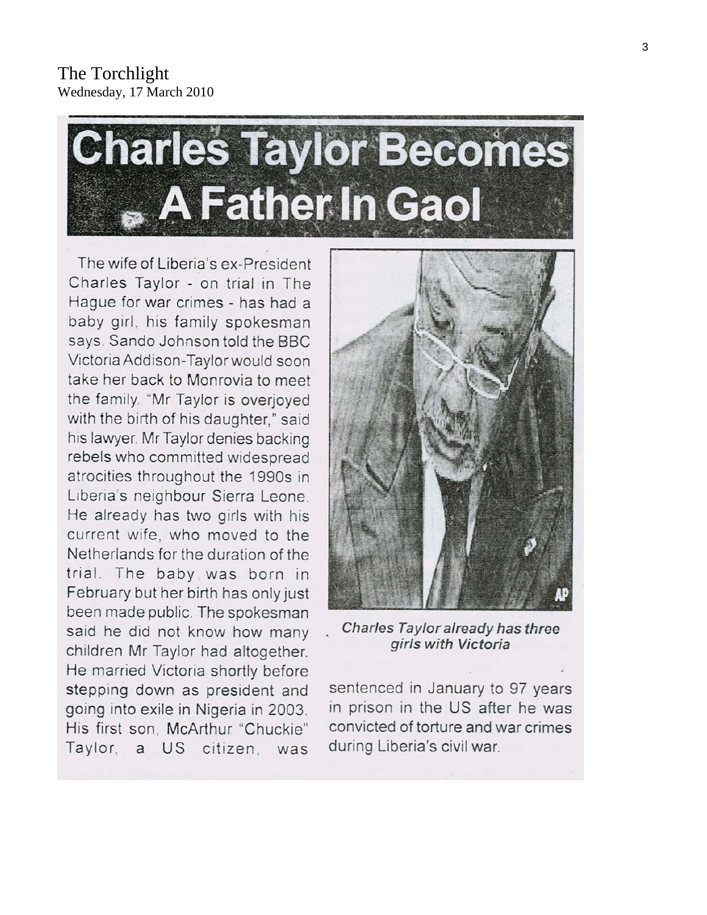The Torchlight
Wednesday, 17 March 2010

# Charles Taylor Becomes A Father In Gaol

The wife of Liberia's ex-President Charles Taylor - on trial in The Hague for war crimes - has had a baby girl, his family spokesman says. Sando Johnson told the BBC Victoria Addison-Taylor would soon take her back to Monrovia to meet the family. "Mr Taylor is overjoyed with the birth of his daughter," said his lawyer. Mr Taylor denies backing rebels who committed widespread atrocities throughout the 1990s in Liberia's neighbour Sierra Leone. He already has two girls with his current wife, who moved to the Netherlands for the duration of the trial. The baby was born in February but her birth has only just been made public. The spokesman said he did not know how many children Mr Taylor had altogether. He married Victoria shortly before stepping down as president and going into exile in Nigeria in 2003. His first son, McArthur "Chuckie" Taylor, a US citizen, was sentenced in January to 97 years in prison in the US after he was convicted of torture and war crimes during Liberia's civil war.

*Charles Taylor already has three girls with Victoria*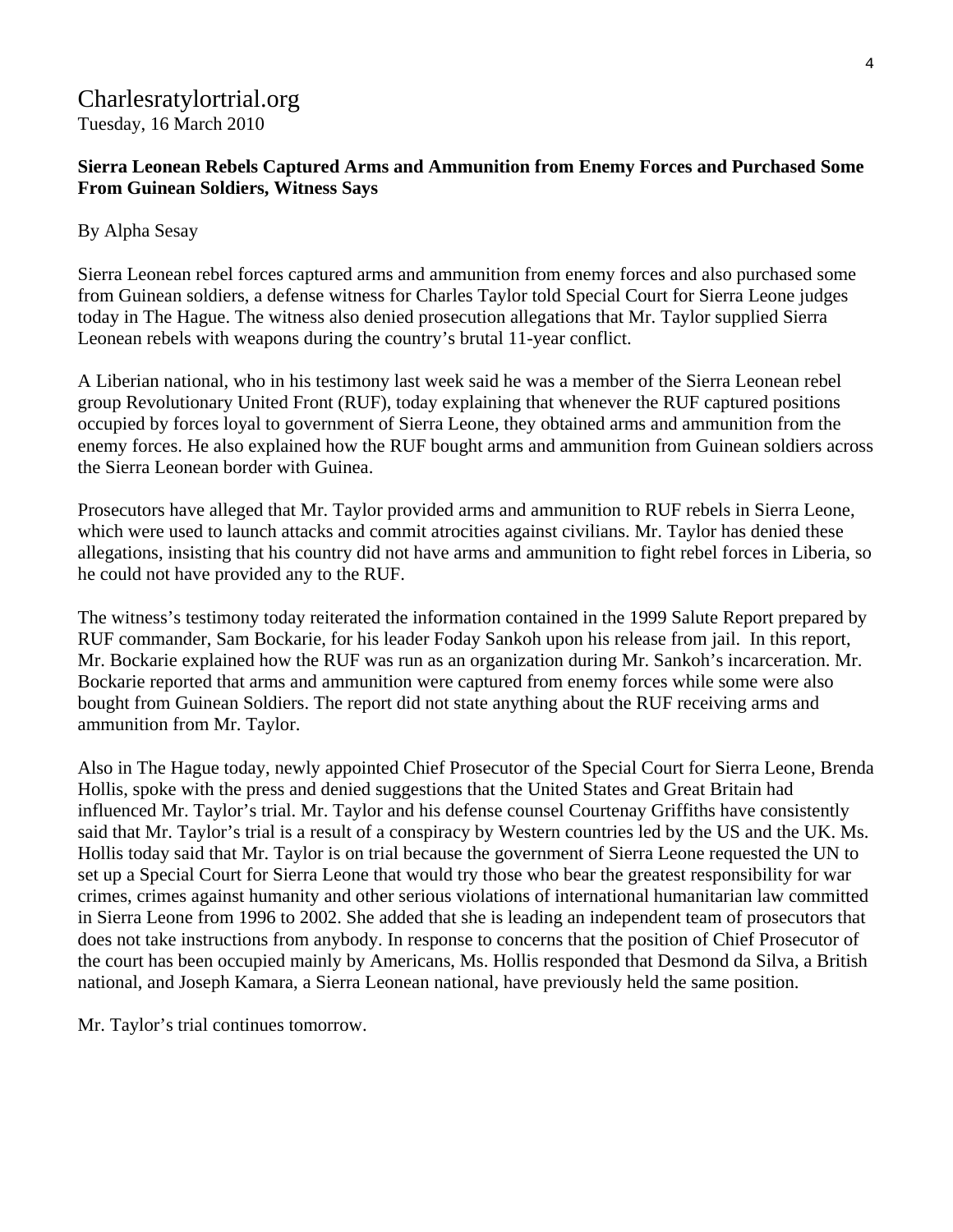Charlesratylortrial.org
Tuesday, 16 March 2010

**Sierra Leonean Rebels Captured Arms and Ammunition from Enemy Forces and Purchased Some From Guinean Soldiers, Witness Says**

By Alpha Sesay

Sierra Leonean rebel forces captured arms and ammunition from enemy forces and also purchased some from Guinean soldiers, a defense witness for Charles Taylor told Special Court for Sierra Leone judges today in The Hague. The witness also denied prosecution allegations that Mr. Taylor supplied Sierra Leonean rebels with weapons during the country's brutal 11-year conflict.

A Liberian national, who in his testimony last week said he was a member of the Sierra Leonean rebel group Revolutionary United Front (RUF), today explaining that whenever the RUF captured positions occupied by forces loyal to government of Sierra Leone, they obtained arms and ammunition from the enemy forces. He also explained how the RUF bought arms and ammunition from Guinean soldiers across the Sierra Leonean border with Guinea.

Prosecutors have alleged that Mr. Taylor provided arms and ammunition to RUF rebels in Sierra Leone, which were used to launch attacks and commit atrocities against civilians. Mr. Taylor has denied these allegations, insisting that his country did not have arms and ammunition to fight rebel forces in Liberia, so he could not have provided any to the RUF.

The witness's testimony today reiterated the information contained in the 1999 Salute Report prepared by RUF commander, Sam Bockarie, for his leader Foday Sankoh upon his release from jail. In this report, Mr. Bockarie explained how the RUF was run as an organization during Mr. Sankoh's incarceration. Mr. Bockarie reported that arms and ammunition were captured from enemy forces while some were also bought from Guinean Soldiers. The report did not state anything about the RUF receiving arms and ammunition from Mr. Taylor.

Also in The Hague today, newly appointed Chief Prosecutor of the Special Court for Sierra Leone, Brenda Hollis, spoke with the press and denied suggestions that the United States and Great Britain had influenced Mr. Taylor's trial. Mr. Taylor and his defense counsel Courtenay Griffiths have consistently said that Mr. Taylor's trial is a result of a conspiracy by Western countries led by the US and the UK. Ms. Hollis today said that Mr. Taylor is on trial because the government of Sierra Leone requested the UN to set up a Special Court for Sierra Leone that would try those who bear the greatest responsibility for war crimes, crimes against humanity and other serious violations of international humanitarian law committed in Sierra Leone from 1996 to 2002. She added that she is leading an independent team of prosecutors that does not take instructions from anybody. In response to concerns that the position of Chief Prosecutor of the court has been occupied mainly by Americans, Ms. Hollis responded that Desmond da Silva, a British national, and Joseph Kamara, a Sierra Leonean national, have previously held the same position.

Mr. Taylor's trial continues tomorrow.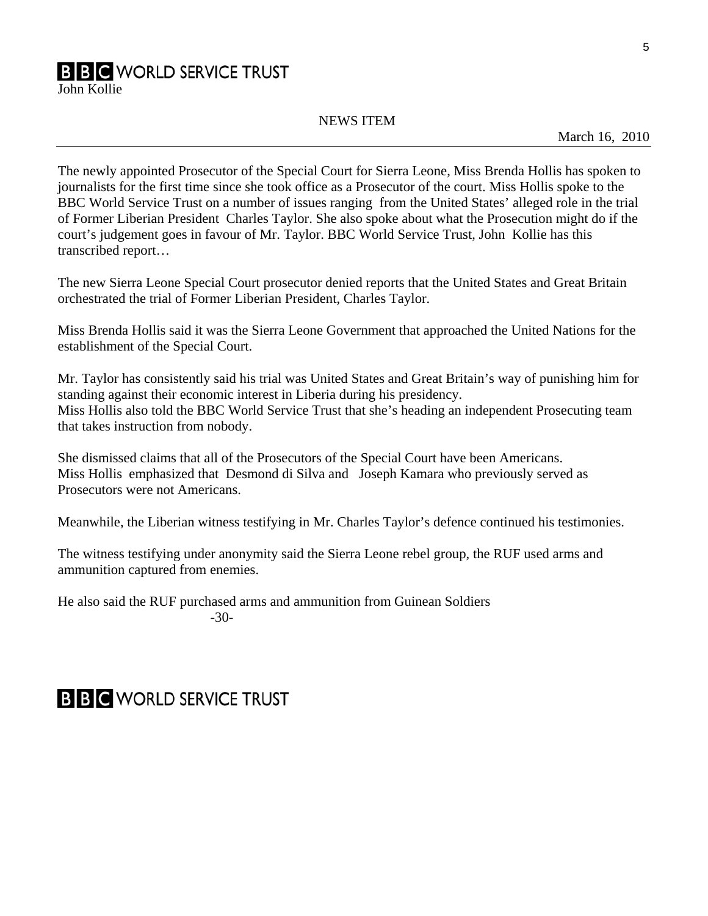**BBC WORLD SERVICE TRUST**

John Kollie

NEWS ITEM

March 16, 2010

---

The newly appointed Prosecutor of the Special Court for Sierra Leone, Miss Brenda Hollis has spoken to journalists for the first time since she took office as a Prosecutor of the court. Miss Hollis spoke to the BBC World Service Trust on a number of issues ranging from the United States' alleged role in the trial of Former Liberian President Charles Taylor. She also spoke about what the Prosecution might do if the court's judgement goes in favour of Mr. Taylor. BBC World Service Trust, John Kollie has this transcribed report…

The new Sierra Leone Special Court prosecutor denied reports that the United States and Great Britain orchestrated the trial of Former Liberian President, Charles Taylor.

Miss Brenda Hollis said it was the Sierra Leone Government that approached the United Nations for the establishment of the Special Court.

Mr. Taylor has consistently said his trial was United States and Great Britain's way of punishing him for standing against their economic interest in Liberia during his presidency.
Miss Hollis also told the BBC World Service Trust that she's heading an independent Prosecuting team that takes instruction from nobody.

She dismissed claims that all of the Prosecutors of the Special Court have been Americans.
Miss Hollis emphasized that Desmond di Silva and Joseph Kamara who previously served as Prosecutors were not Americans.

Meanwhile, the Liberian witness testifying in Mr. Charles Taylor's defence continued his testimonies.

The witness testifying under anonymity said the Sierra Leone rebel group, the RUF used arms and ammunition captured from enemies.

He also said the RUF purchased arms and ammunition from Guinean Soldiers

-30-

**BBC WORLD SERVICE TRUST**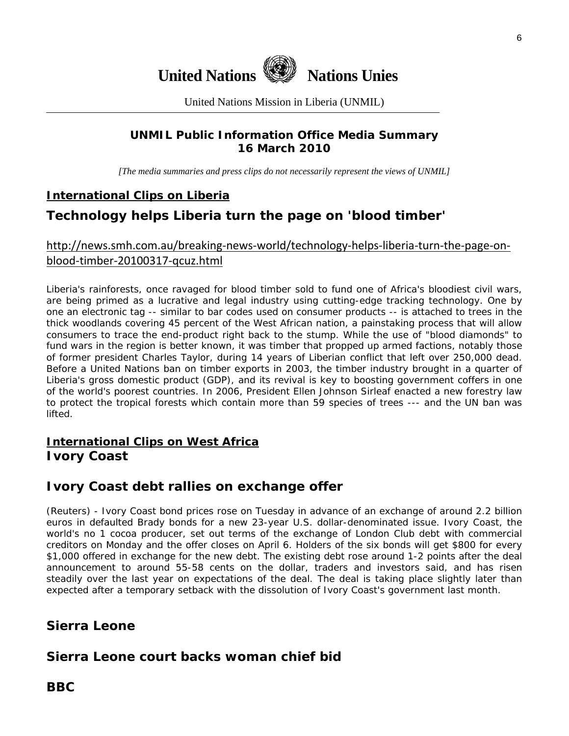**United Nations Nations Unies**

United Nations Mission in Liberia (UNMIL)

**UNMIL Public Information Office Media Summary**
**16 March 2010**

*[The media summaries and press clips do not necessarily represent the views of UNMIL]*

## International Clips on Liberia

## Technology helps Liberia turn the page on 'blood timber'

http://news.smh.com.au/breaking-news-world/technology-helps-liberia-turn-the-page-on-blood-timber-20100317-qcuz.html

Liberia's rainforests, once ravaged for blood timber sold to fund one of Africa's bloodiest civil wars, are being primed as a lucrative and legal industry using cutting-edge tracking technology. One by one an electronic tag -- similar to bar codes used on consumer products -- is attached to trees in the thick woodlands covering 45 percent of the West African nation, a painstaking process that will allow consumers to trace the end-product right back to the stump. While the use of "blood diamonds" to fund wars in the region is better known, it was timber that propped up armed factions, notably those of former president Charles Taylor, during 14 years of Liberian conflict that left over 250,000 dead. Before a United Nations ban on timber exports in 2003, the timber industry brought in a quarter of Liberia's gross domestic product (GDP), and its revival is key to boosting government coffers in one of the world's poorest countries. In 2006, President Ellen Johnson Sirleaf enacted a new forestry law to protect the tropical forests which contain more than 59 species of trees --- and the UN ban was lifted.

## International Clips on West Africa

### Ivory Coast

## Ivory Coast debt rallies on exchange offer

(Reuters) - Ivory Coast bond prices rose on Tuesday in advance of an exchange of around 2.2 billion euros in defaulted Brady bonds for a new 23-year U.S. dollar-denominated issue. Ivory Coast, the world's no 1 cocoa producer, set out terms of the exchange of London Club debt with commercial creditors on Monday and the offer closes on April 6. Holders of the six bonds will get $800 for every $1,000 offered in exchange for the new debt. The existing debt rose around 1-2 points after the deal announcement to around 55-58 cents on the dollar, traders and investors said, and has risen steadily over the last year on expectations of the deal. The deal is taking place slightly later than expected after a temporary setback with the dissolution of Ivory Coast's government last month.

### Sierra Leone

## Sierra Leone court backs woman chief bid

**BBC**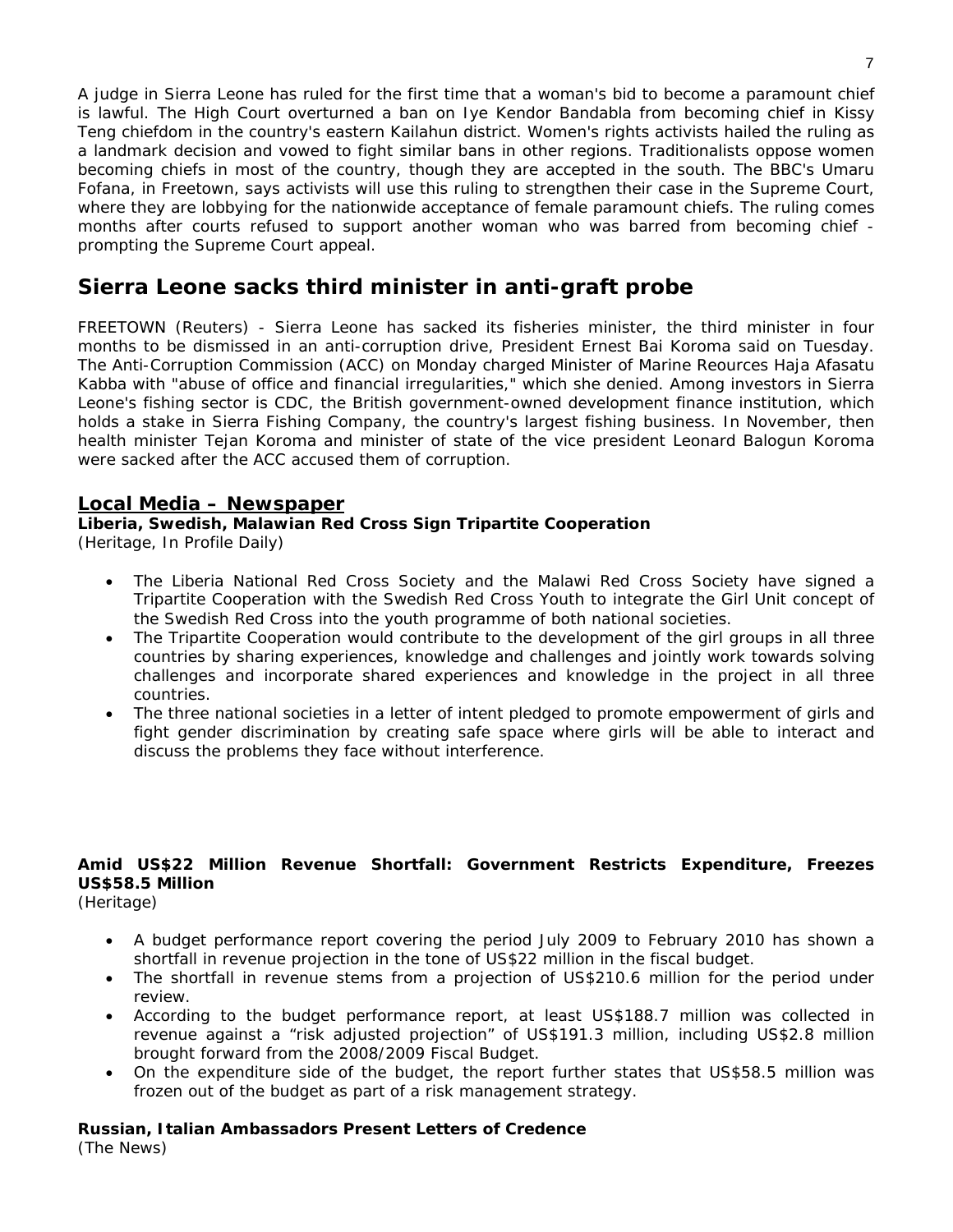A judge in Sierra Leone has ruled for the first time that a woman's bid to become a paramount chief is lawful. The High Court overturned a ban on Iye Kendor Bandabla from becoming chief in Kissy Teng chiefdom in the country's eastern Kailahun district. Women's rights activists hailed the ruling as a landmark decision and vowed to fight similar bans in other regions. Traditionalists oppose women becoming chiefs in most of the country, though they are accepted in the south. The BBC's Umaru Fofana, in Freetown, says activists will use this ruling to strengthen their case in the Supreme Court, where they are lobbying for the nationwide acceptance of female paramount chiefs. The ruling comes months after courts refused to support another woman who was barred from becoming chief - prompting the Supreme Court appeal.

## Sierra Leone sacks third minister in anti-graft probe

FREETOWN (Reuters) - Sierra Leone has sacked its fisheries minister, the third minister in four months to be dismissed in an anti-corruption drive, President Ernest Bai Koroma said on Tuesday. The Anti-Corruption Commission (ACC) on Monday charged Minister of Marine Reources Haja Afasatu Kabba with "abuse of office and financial irregularities," which she denied. Among investors in Sierra Leone's fishing sector is CDC, the British government-owned development finance institution, which holds a stake in Sierra Fishing Company, the country's largest fishing business. In November, then health minister Tejan Koroma and minister of state of the vice president Leonard Balogun Koroma were sacked after the ACC accused them of corruption.

## Local Media – Newspaper

**Liberia, Swedish, Malawian Red Cross Sign Tripartite Cooperation**
*(Heritage, In Profile Daily)*

- The Liberia National Red Cross Society and the Malawi Red Cross Society have signed a Tripartite Cooperation with the Swedish Red Cross Youth to integrate the Girl Unit concept of the Swedish Red Cross into the youth programme of both national societies.
- The Tripartite Cooperation would contribute to the development of the girl groups in all three countries by sharing experiences, knowledge and challenges and jointly work towards solving challenges and incorporate shared experiences and knowledge in the project in all three countries.
- The three national societies in a letter of intent pledged to promote empowerment of girls and fight gender discrimination by creating safe space where girls will be able to interact and discuss the problems they face without interference.

**Amid US$22 Million Revenue Shortfall: Government Restricts Expenditure, Freezes US$58.5 Million**
*(Heritage)*

- A budget performance report covering the period July 2009 to February 2010 has shown a shortfall in revenue projection in the tone of US$22 million in the fiscal budget.
- The shortfall in revenue stems from a projection of US$210.6 million for the period under review.
- According to the budget performance report, at least US$188.7 million was collected in revenue against a "risk adjusted projection" of US$191.3 million, including US$2.8 million brought forward from the 2008/2009 Fiscal Budget.
- On the expenditure side of the budget, the report further states that US$58.5 million was frozen out of the budget as part of a risk management strategy.

**Russian, Italian Ambassadors Present Letters of Credence**
*(The News)*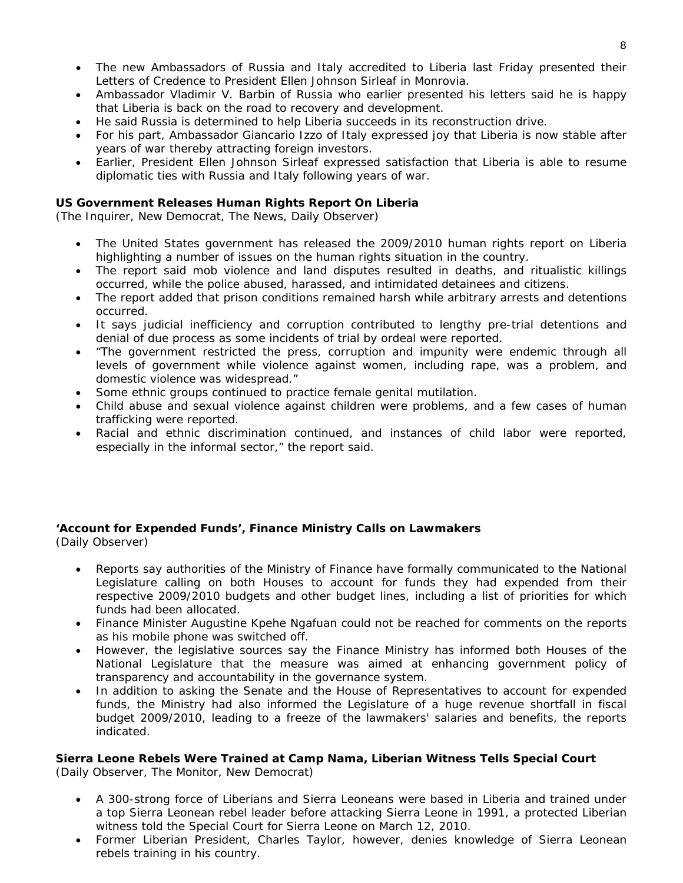- The new Ambassadors of Russia and Italy accredited to Liberia last Friday presented their Letters of Credence to President Ellen Johnson Sirleaf in Monrovia.
- Ambassador Vladimir V. Barbin of Russia who earlier presented his letters said he is happy that Liberia is back on the road to recovery and development.
- He said Russia is determined to help Liberia succeeds in its reconstruction drive.
- For his part, Ambassador Giancario Izzo of Italy expressed joy that Liberia is now stable after years of war thereby attracting foreign investors.
- Earlier, President Ellen Johnson Sirleaf expressed satisfaction that Liberia is able to resume diplomatic ties with Russia and Italy following years of war.

**US Government Releases Human Rights Report On Liberia**
*(The Inquirer, New Democrat, The News, Daily Observer)*

- The United States government has released the 2009/2010 human rights report on Liberia highlighting a number of issues on the human rights situation in the country.
- The report said mob violence and land disputes resulted in deaths, and ritualistic killings occurred, while the police abused, harassed, and intimidated detainees and citizens.
- The report added that prison conditions remained harsh while arbitrary arrests and detentions occurred.
- It says judicial inefficiency and corruption contributed to lengthy pre-trial detentions and denial of due process as some incidents of trial by ordeal were reported.
- "The government restricted the press, corruption and impunity were endemic through all levels of government while violence against women, including rape, was a problem, and domestic violence was widespread."
- Some ethnic groups continued to practice female genital mutilation.
- Child abuse and sexual violence against children were problems, and a few cases of human trafficking were reported.
- Racial and ethnic discrimination continued, and instances of child labor were reported, especially in the informal sector," the report said.

**'Account for Expended Funds', Finance Ministry Calls on Lawmakers**
*(Daily Observer)*

- Reports say authorities of the Ministry of Finance have formally communicated to the National Legislature calling on both Houses to account for funds they had expended from their respective 2009/2010 budgets and other budget lines, including a list of priorities for which funds had been allocated.
- Finance Minister Augustine Kpehe Ngafuan could not be reached for comments on the reports as his mobile phone was switched off.
- However, the legislative sources say the Finance Ministry has informed both Houses of the National Legislature that the measure was aimed at enhancing government policy of transparency and accountability in the governance system.
- In addition to asking the Senate and the House of Representatives to account for expended funds, the Ministry had also informed the Legislature of a huge revenue shortfall in fiscal budget 2009/2010, leading to a freeze of the lawmakers' salaries and benefits, the reports indicated.

**Sierra Leone Rebels Were Trained at Camp Nama, Liberian Witness Tells Special Court**
*(Daily Observer, The Monitor, New Democrat)*

- A 300-strong force of Liberians and Sierra Leoneans were based in Liberia and trained under a top Sierra Leonean rebel leader before attacking Sierra Leone in 1991, a protected Liberian witness told the Special Court for Sierra Leone on March 12, 2010.
- Former Liberian President, Charles Taylor, however, denies knowledge of Sierra Leonean rebels training in his country.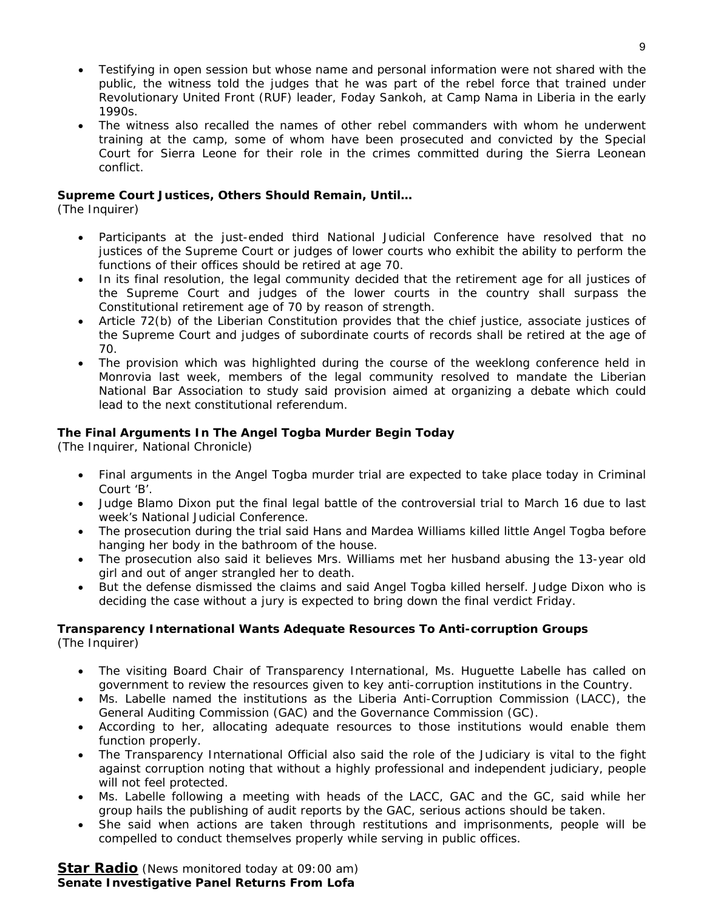- Testifying in open session but whose name and personal information were not shared with the public, the witness told the judges that he was part of the rebel force that trained under Revolutionary United Front (RUF) leader, Foday Sankoh, at Camp Nama in Liberia in the early 1990s.
- The witness also recalled the names of other rebel commanders with whom he underwent training at the camp, some of whom have been prosecuted and convicted by the Special Court for Sierra Leone for their role in the crimes committed during the Sierra Leonean conflict.

**Supreme Court Justices, Others Should Remain, Until…**
(The Inquirer)

- Participants at the just-ended third National Judicial Conference have resolved that no justices of the Supreme Court or judges of lower courts who exhibit the ability to perform the functions of their offices should be retired at age 70.
- In its final resolution, the legal community decided that the retirement age for all justices of the Supreme Court and judges of the lower courts in the country shall surpass the Constitutional retirement age of 70 by reason of strength.
- Article 72(b) of the Liberian Constitution provides that the chief justice, associate justices of the Supreme Court and judges of subordinate courts of records shall be retired at the age of 70.
- The provision which was highlighted during the course of the weeklong conference held in Monrovia last week, members of the legal community resolved to mandate the Liberian National Bar Association to study said provision aimed at organizing a debate which could lead to the next constitutional referendum.

**The Final Arguments In The Angel Togba Murder Begin Today**
(The Inquirer, National Chronicle)

- Final arguments in the Angel Togba murder trial are expected to take place today in Criminal Court 'B'.
- Judge Blamo Dixon put the final legal battle of the controversial trial to March 16 due to last week's National Judicial Conference.
- The prosecution during the trial said Hans and Mardea Williams killed little Angel Togba before hanging her body in the bathroom of the house.
- The prosecution also said it believes Mrs. Williams met her husband abusing the 13-year old girl and out of anger strangled her to death.
- But the defense dismissed the claims and said Angel Togba killed herself. Judge Dixon who is deciding the case without a jury is expected to bring down the final verdict Friday.

**Transparency International Wants Adequate Resources To Anti-corruption Groups**
(The Inquirer)

- The visiting Board Chair of Transparency International, Ms. Huguette Labelle has called on government to review the resources given to key anti-corruption institutions in the Country.
- Ms. Labelle named the institutions as the Liberia Anti-Corruption Commission (LACC), the General Auditing Commission (GAC) and the Governance Commission (GC).
- According to her, allocating adequate resources to those institutions would enable them function properly.
- The Transparency International Official also said the role of the Judiciary is vital to the fight against corruption noting that without a highly professional and independent judiciary, people will not feel protected.
- Ms. Labelle following a meeting with heads of the LACC, GAC and the GC, said while her group hails the publishing of audit reports by the GAC, serious actions should be taken.
- She said when actions are taken through restitutions and imprisonments, people will be compelled to conduct themselves properly while serving in public offices.

**Star Radio** (News monitored today at 09:00 am)
**Senate Investigative Panel Returns From Lofa**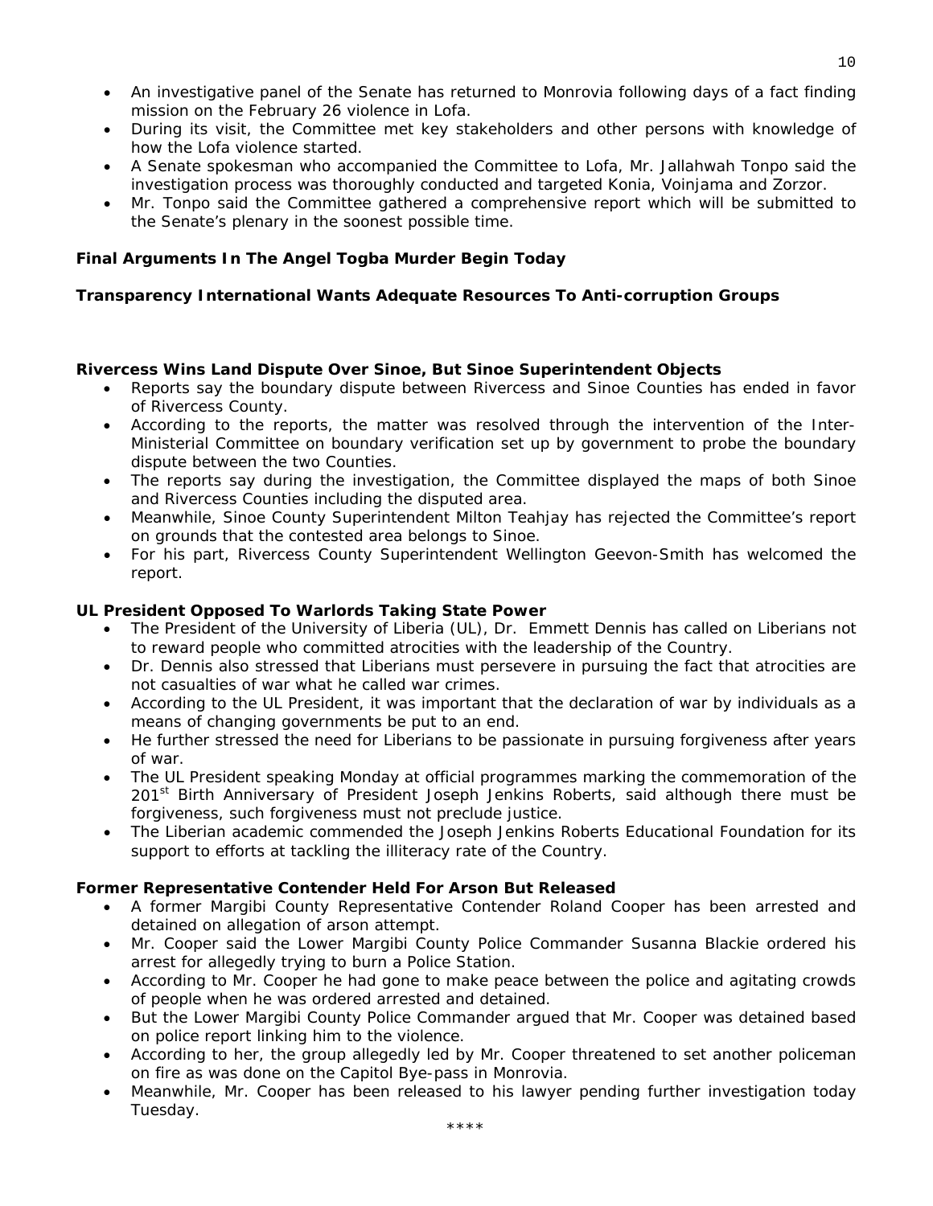- An investigative panel of the Senate has returned to Monrovia following days of a fact finding mission on the February 26 violence in Lofa.
- During its visit, the Committee met key stakeholders and other persons with knowledge of how the Lofa violence started.
- A Senate spokesman who accompanied the Committee to Lofa, Mr. Jallahwah Tonpo said the investigation process was thoroughly conducted and targeted Konia, Voinjama and Zorzor.
- Mr. Tonpo said the Committee gathered a comprehensive report which will be submitted to the Senate's plenary in the soonest possible time.

**Final Arguments In The Angel Togba Murder Begin Today**

**Transparency International Wants Adequate Resources To Anti-corruption Groups**

**Rivercess Wins Land Dispute Over Sinoe, But Sinoe Superintendent Objects**

- Reports say the boundary dispute between Rivercess and Sinoe Counties has ended in favor of Rivercess County.
- According to the reports, the matter was resolved through the intervention of the Inter-Ministerial Committee on boundary verification set up by government to probe the boundary dispute between the two Counties.
- The reports say during the investigation, the Committee displayed the maps of both Sinoe and Rivercess Counties including the disputed area.
- Meanwhile, Sinoe County Superintendent Milton Teahjay has rejected the Committee's report on grounds that the contested area belongs to Sinoe.
- For his part, Rivercess County Superintendent Wellington Geevon-Smith has welcomed the report.

**UL President Opposed To Warlords Taking State Power**

- The President of the University of Liberia (UL), Dr. Emmett Dennis has called on Liberians not to reward people who committed atrocities with the leadership of the Country.
- Dr. Dennis also stressed that Liberians must persevere in pursuing the fact that atrocities are not casualties of war what he called war crimes.
- According to the UL President, it was important that the declaration of war by individuals as a means of changing governments be put to an end.
- He further stressed the need for Liberians to be passionate in pursuing forgiveness after years of war.
- The UL President speaking Monday at official programmes marking the commemoration of the 201st Birth Anniversary of President Joseph Jenkins Roberts, said although there must be forgiveness, such forgiveness must not preclude justice.
- The Liberian academic commended the Joseph Jenkins Roberts Educational Foundation for its support to efforts at tackling the illiteracy rate of the Country.

**Former Representative Contender Held For Arson But Released**

- A former Margibi County Representative Contender Roland Cooper has been arrested and detained on allegation of arson attempt.
- Mr. Cooper said the Lower Margibi County Police Commander Susanna Blackie ordered his arrest for allegedly trying to burn a Police Station.
- According to Mr. Cooper he had gone to make peace between the police and agitating crowds of people when he was ordered arrested and detained.
- But the Lower Margibi County Police Commander argued that Mr. Cooper was detained based on police report linking him to the violence.
- According to her, the group allegedly led by Mr. Cooper threatened to set another policeman on fire as was done on the Capitol Bye-pass in Monrovia.
- Meanwhile, Mr. Cooper has been released to his lawyer pending further investigation today Tuesday.

\*\*\*\*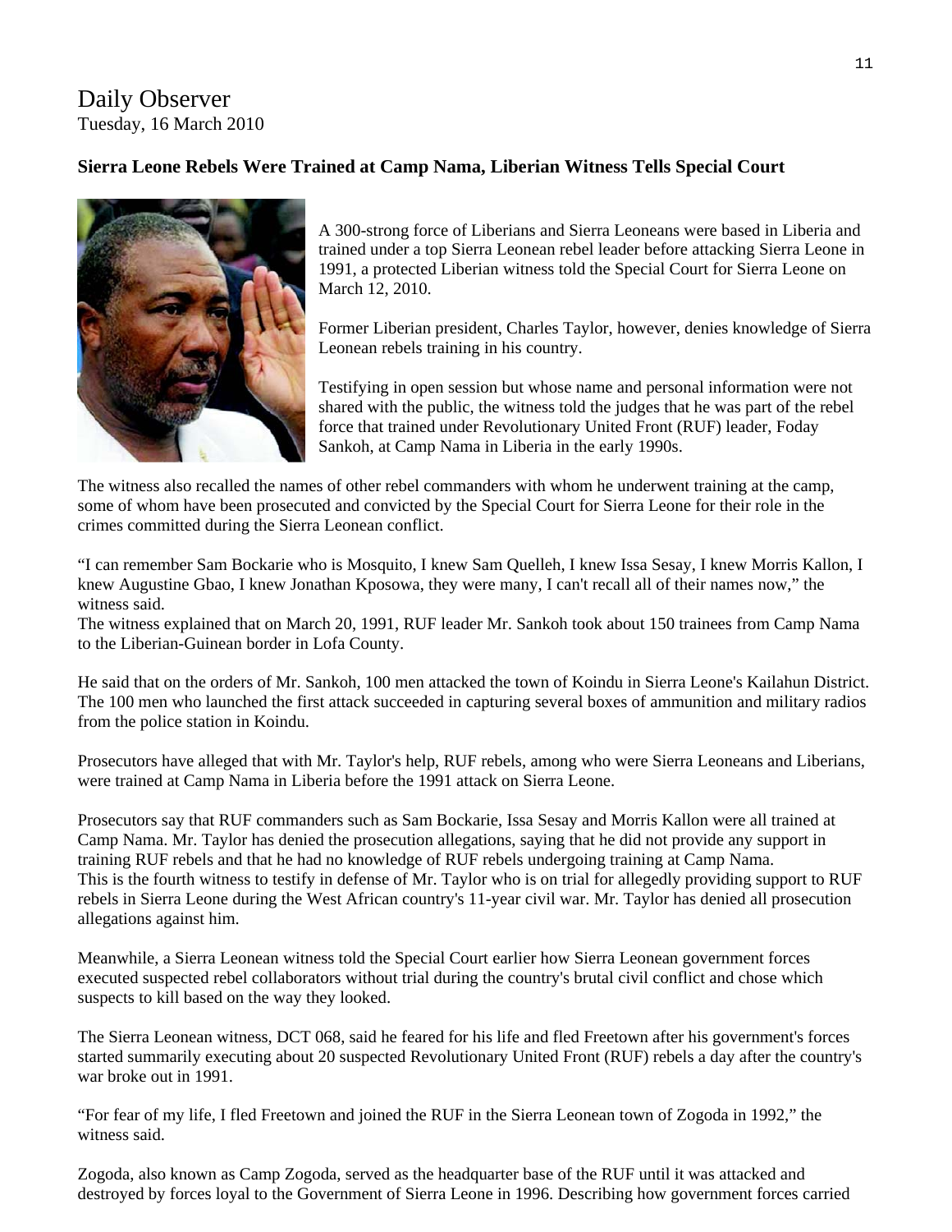Daily Observer

Tuesday, 16 March 2010

**Sierra Leone Rebels Were Trained at Camp Nama, Liberian Witness Tells Special Court**

A 300-strong force of Liberians and Sierra Leoneans were based in Liberia and trained under a top Sierra Leonean rebel leader before attacking Sierra Leone in 1991, a protected Liberian witness told the Special Court for Sierra Leone on March 12, 2010.

Former Liberian president, Charles Taylor, however, denies knowledge of Sierra Leonean rebels training in his country.

Testifying in open session but whose name and personal information were not shared with the public, the witness told the judges that he was part of the rebel force that trained under Revolutionary United Front (RUF) leader, Foday Sankoh, at Camp Nama in Liberia in the early 1990s.

The witness also recalled the names of other rebel commanders with whom he underwent training at the camp, some of whom have been prosecuted and convicted by the Special Court for Sierra Leone for their role in the crimes committed during the Sierra Leonean conflict.

"I can remember Sam Bockarie who is Mosquito, I knew Sam Quelleh, I knew Issa Sesay, I knew Morris Kallon, I knew Augustine Gbao, I knew Jonathan Kposowa, they were many, I can't recall all of their names now," the witness said.

The witness explained that on March 20, 1991, RUF leader Mr. Sankoh took about 150 trainees from Camp Nama to the Liberian-Guinean border in Lofa County.

He said that on the orders of Mr. Sankoh, 100 men attacked the town of Koindu in Sierra Leone's Kailahun District. The 100 men who launched the first attack succeeded in capturing several boxes of ammunition and military radios from the police station in Koindu.

Prosecutors have alleged that with Mr. Taylor's help, RUF rebels, among who were Sierra Leoneans and Liberians, were trained at Camp Nama in Liberia before the 1991 attack on Sierra Leone.

Prosecutors say that RUF commanders such as Sam Bockarie, Issa Sesay and Morris Kallon were all trained at Camp Nama. Mr. Taylor has denied the prosecution allegations, saying that he did not provide any support in training RUF rebels and that he had no knowledge of RUF rebels undergoing training at Camp Nama. This is the fourth witness to testify in defense of Mr. Taylor who is on trial for allegedly providing support to RUF rebels in Sierra Leone during the West African country's 11-year civil war. Mr. Taylor has denied all prosecution allegations against him.

Meanwhile, a Sierra Leonean witness told the Special Court earlier how Sierra Leonean government forces executed suspected rebel collaborators without trial during the country's brutal civil conflict and chose which suspects to kill based on the way they looked.

The Sierra Leonean witness, DCT 068, said he feared for his life and fled Freetown after his government's forces started summarily executing about 20 suspected Revolutionary United Front (RUF) rebels a day after the country's war broke out in 1991.

"For fear of my life, I fled Freetown and joined the RUF in the Sierra Leonean town of Zogoda in 1992," the witness said.

Zogoda, also known as Camp Zogoda, served as the headquarter base of the RUF until it was attacked and destroyed by forces loyal to the Government of Sierra Leone in 1996. Describing how government forces carried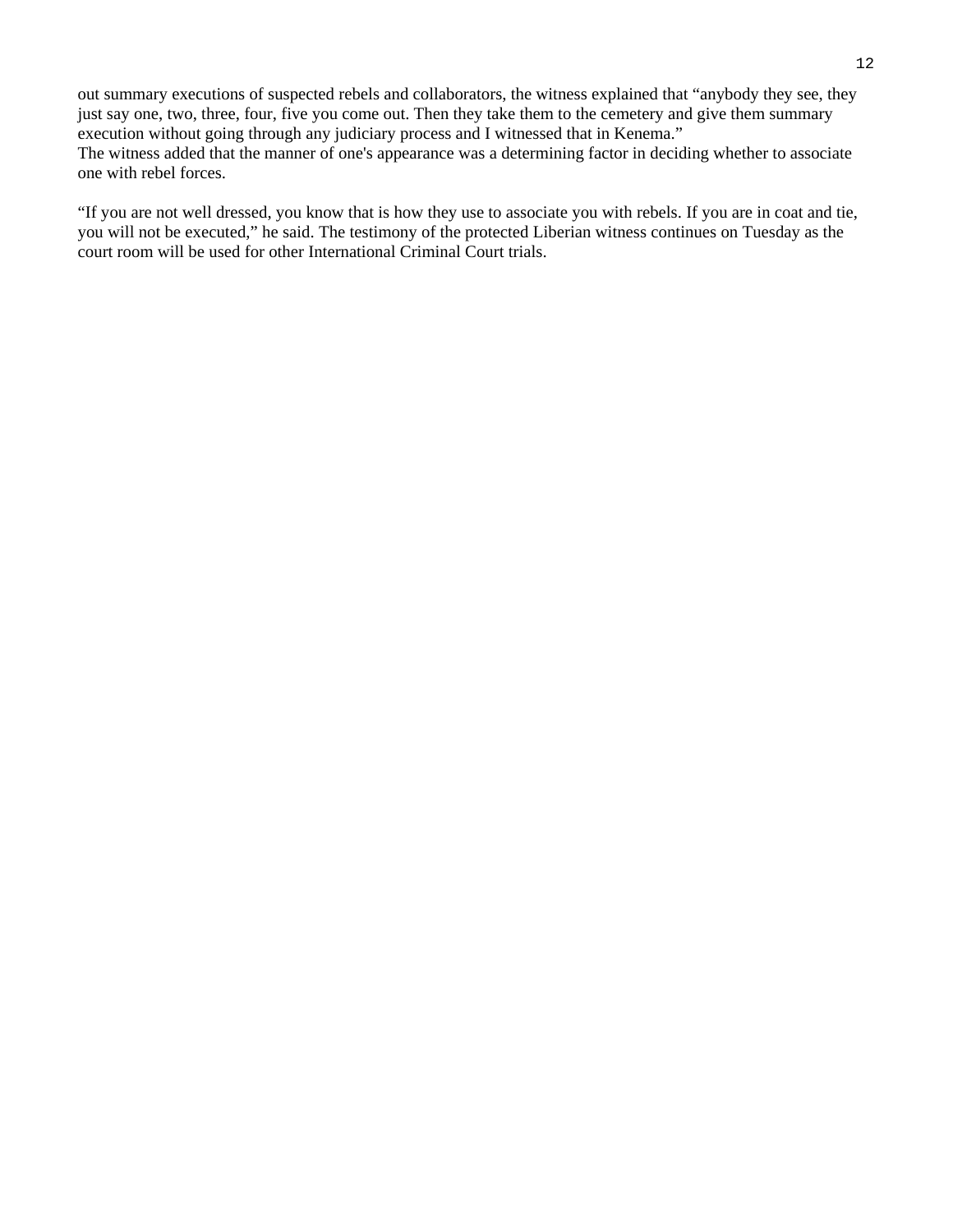out summary executions of suspected rebels and collaborators, the witness explained that “anybody they see, they just say one, two, three, four, five you come out. Then they take them to the cemetery and give them summary execution without going through any judiciary process and I witnessed that in Kenema.”
The witness added that the manner of one's appearance was a determining factor in deciding whether to associate one with rebel forces.

“If you are not well dressed, you know that is how they use to associate you with rebels. If you are in coat and tie, you will not be executed,” he said. The testimony of the protected Liberian witness continues on Tuesday as the court room will be used for other International Criminal Court trials.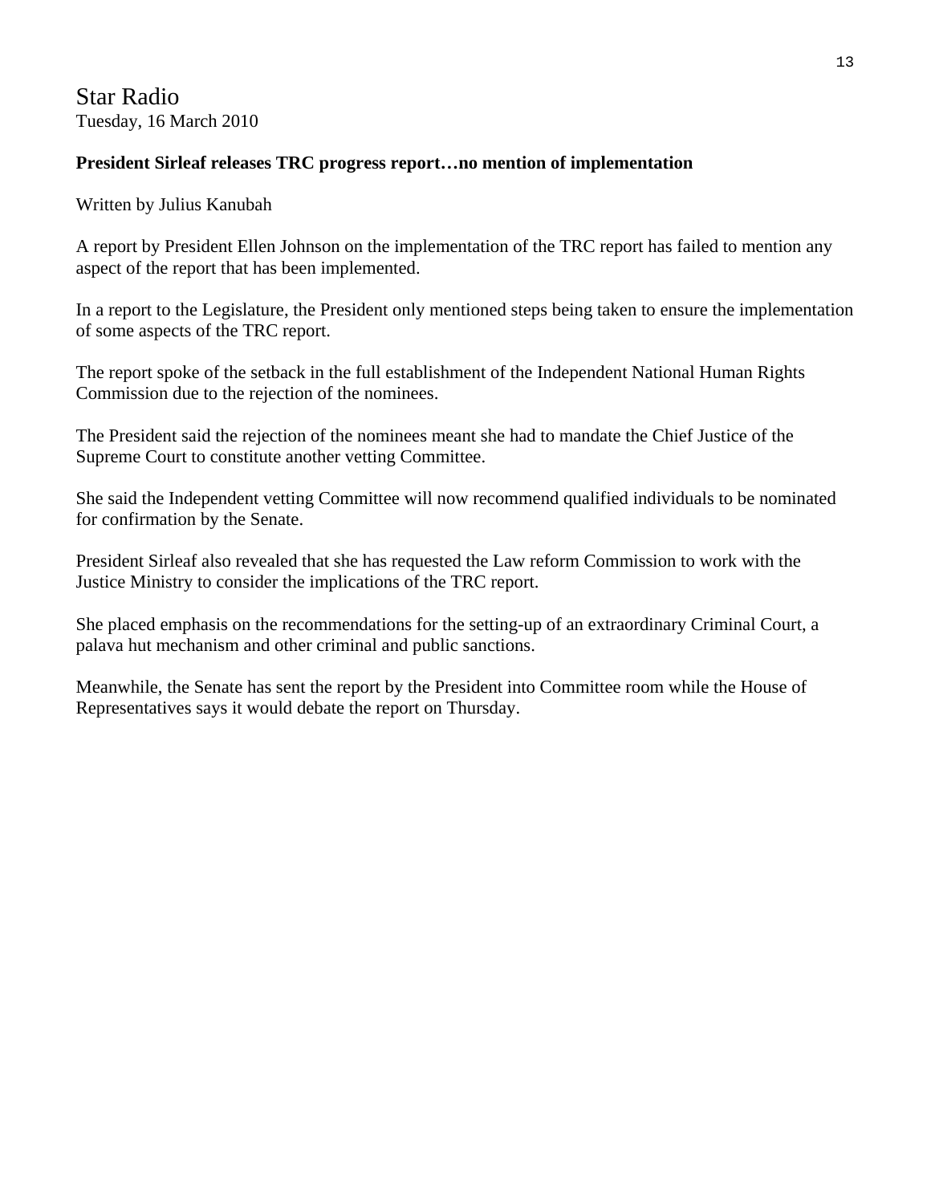# Star Radio

Tuesday, 16 March 2010

**President Sirleaf releases TRC progress report…no mention of implementation**

Written by Julius Kanubah

A report by President Ellen Johnson on the implementation of the TRC report has failed to mention any aspect of the report that has been implemented.

In a report to the Legislature, the President only mentioned steps being taken to ensure the implementation of some aspects of the TRC report.

The report spoke of the setback in the full establishment of the Independent National Human Rights Commission due to the rejection of the nominees.

The President said the rejection of the nominees meant she had to mandate the Chief Justice of the Supreme Court to constitute another vetting Committee.

She said the Independent vetting Committee will now recommend qualified individuals to be nominated for confirmation by the Senate.

President Sirleaf also revealed that she has requested the Law reform Commission to work with the Justice Ministry to consider the implications of the TRC report.

She placed emphasis on the recommendations for the setting-up of an extraordinary Criminal Court, a palava hut mechanism and other criminal and public sanctions.

Meanwhile, the Senate has sent the report by the President into Committee room while the House of Representatives says it would debate the report on Thursday.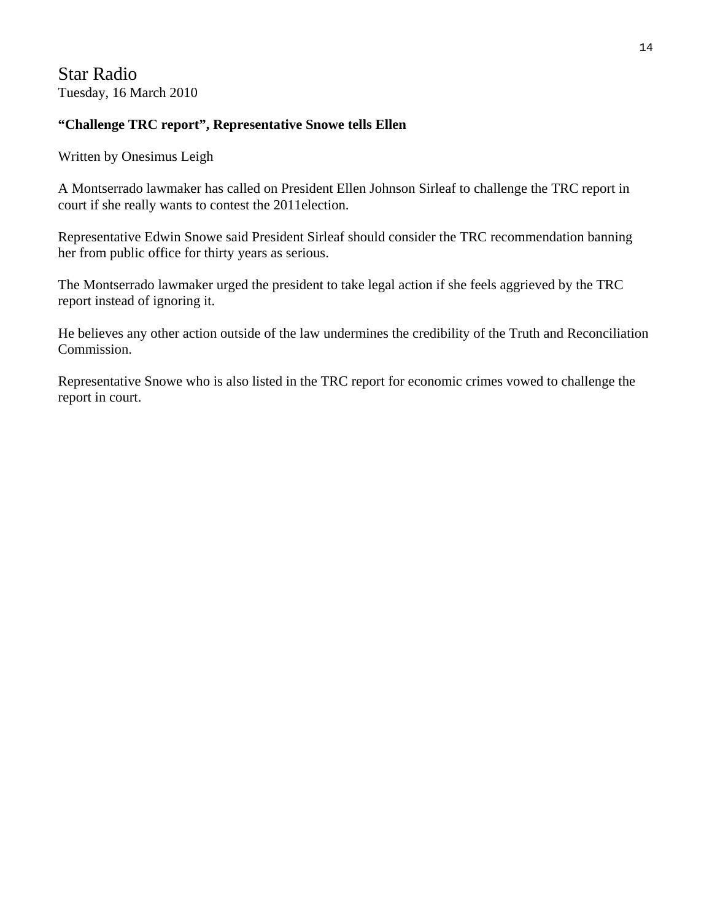Star Radio

Tuesday, 16 March 2010

**"Challenge TRC report", Representative Snowe tells Ellen**

Written by Onesimus Leigh

A Montserrado lawmaker has called on President Ellen Johnson Sirleaf to challenge the TRC report in court if she really wants to contest the 2011election.

Representative Edwin Snowe said President Sirleaf should consider the TRC recommendation banning her from public office for thirty years as serious.

The Montserrado lawmaker urged the president to take legal action if she feels aggrieved by the TRC report instead of ignoring it.

He believes any other action outside of the law undermines the credibility of the Truth and Reconciliation Commission.

Representative Snowe who is also listed in the TRC report for economic crimes vowed to challenge the report in court.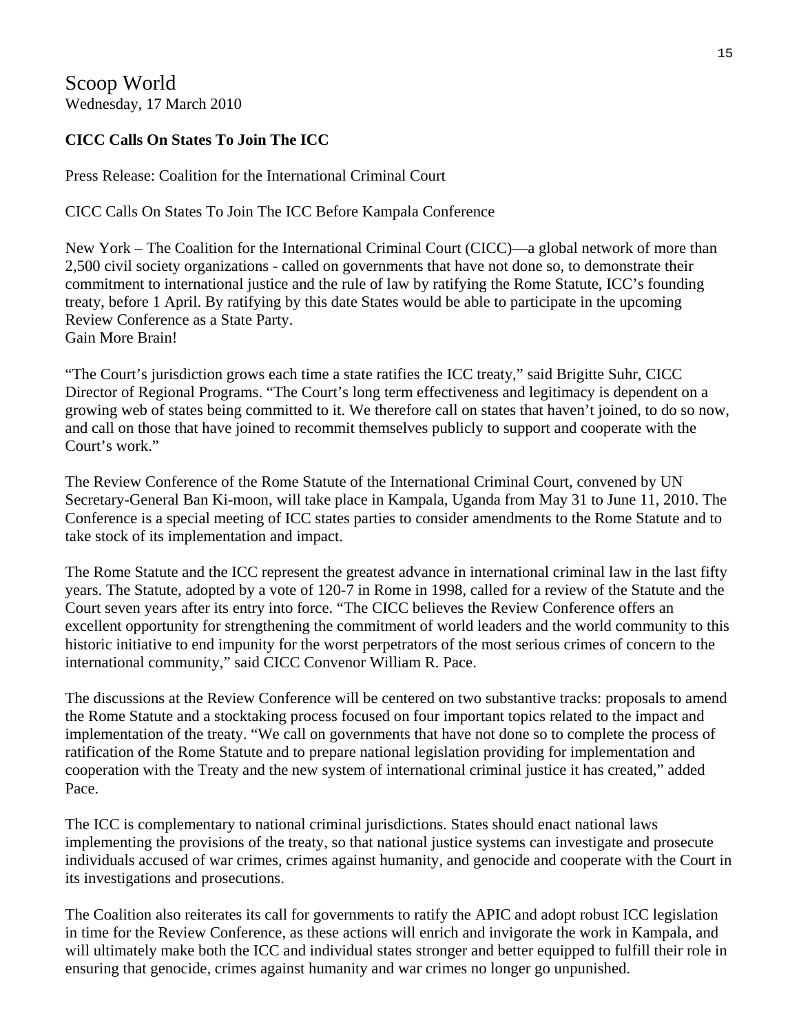# Scoop World

Wednesday, 17 March 2010

**CICC Calls On States To Join The ICC**

Press Release: Coalition for the International Criminal Court

CICC Calls On States To Join The ICC Before Kampala Conference

New York – The Coalition for the International Criminal Court (CICC)—a global network of more than 2,500 civil society organizations - called on governments that have not done so, to demonstrate their commitment to international justice and the rule of law by ratifying the Rome Statute, ICC's founding treaty, before 1 April. By ratifying by this date States would be able to participate in the upcoming Review Conference as a State Party.
Gain More Brain!

"The Court's jurisdiction grows each time a state ratifies the ICC treaty," said Brigitte Suhr, CICC Director of Regional Programs. "The Court's long term effectiveness and legitimacy is dependent on a growing web of states being committed to it. We therefore call on states that haven't joined, to do so now, and call on those that have joined to recommit themselves publicly to support and cooperate with the Court's work."

The Review Conference of the Rome Statute of the International Criminal Court, convened by UN Secretary-General Ban Ki-moon, will take place in Kampala, Uganda from May 31 to June 11, 2010. The Conference is a special meeting of ICC states parties to consider amendments to the Rome Statute and to take stock of its implementation and impact.

The Rome Statute and the ICC represent the greatest advance in international criminal law in the last fifty years. The Statute, adopted by a vote of 120-7 in Rome in 1998, called for a review of the Statute and the Court seven years after its entry into force. "The CICC believes the Review Conference offers an excellent opportunity for strengthening the commitment of world leaders and the world community to this historic initiative to end impunity for the worst perpetrators of the most serious crimes of concern to the international community," said CICC Convenor William R. Pace.

The discussions at the Review Conference will be centered on two substantive tracks: proposals to amend the Rome Statute and a stocktaking process focused on four important topics related to the impact and implementation of the treaty. "We call on governments that have not done so to complete the process of ratification of the Rome Statute and to prepare national legislation providing for implementation and cooperation with the Treaty and the new system of international criminal justice it has created," added Pace.

The ICC is complementary to national criminal jurisdictions. States should enact national laws implementing the provisions of the treaty, so that national justice systems can investigate and prosecute individuals accused of war crimes, crimes against humanity, and genocide and cooperate with the Court in its investigations and prosecutions.

The Coalition also reiterates its call for governments to ratify the APIC and adopt robust ICC legislation in time for the Review Conference, as these actions will enrich and invigorate the work in Kampala, and will ultimately make both the ICC and individual states stronger and better equipped to fulfill their role in ensuring that genocide, crimes against humanity and war crimes no longer go unpunished.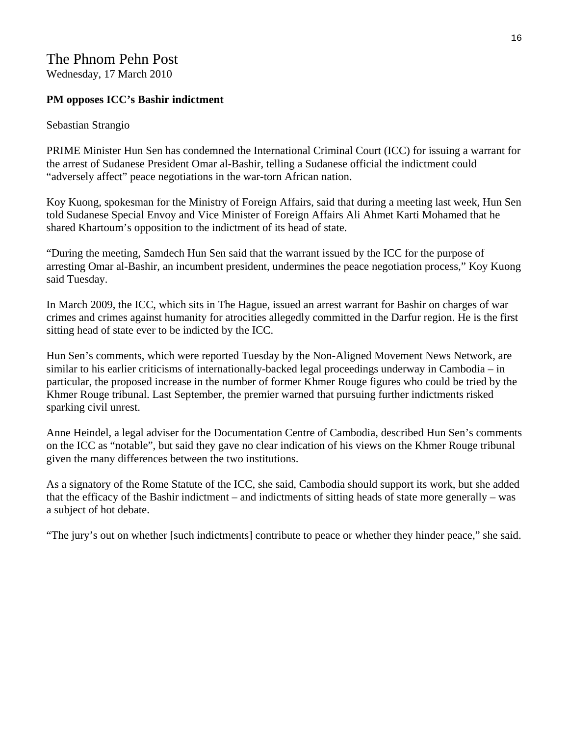The Phnom Pehn Post
Wednesday, 17 March 2010

**PM opposes ICC's Bashir indictment**

Sebastian Strangio

PRIME Minister Hun Sen has condemned the International Criminal Court (ICC) for issuing a warrant for the arrest of Sudanese President Omar al-Bashir, telling a Sudanese official the indictment could "adversely affect" peace negotiations in the war-torn African nation.

Koy Kuong, spokesman for the Ministry of Foreign Affairs, said that during a meeting last week, Hun Sen told Sudanese Special Envoy and Vice Minister of Foreign Affairs Ali Ahmet Karti Mohamed that he shared Khartoum's opposition to the indictment of its head of state.

"During the meeting, Samdech Hun Sen said that the warrant issued by the ICC for the purpose of arresting Omar al-Bashir, an incumbent president, undermines the peace negotiation process," Koy Kuong said Tuesday.

In March 2009, the ICC, which sits in The Hague, issued an arrest warrant for Bashir on charges of war crimes and crimes against humanity for atrocities allegedly committed in the Darfur region. He is the first sitting head of state ever to be indicted by the ICC.

Hun Sen's comments, which were reported Tuesday by the Non-Aligned Movement News Network, are similar to his earlier criticisms of internationally-backed legal proceedings underway in Cambodia – in particular, the proposed increase in the number of former Khmer Rouge figures who could be tried by the Khmer Rouge tribunal. Last September, the premier warned that pursuing further indictments risked sparking civil unrest.

Anne Heindel, a legal adviser for the Documentation Centre of Cambodia, described Hun Sen's comments on the ICC as "notable", but said they gave no clear indication of his views on the Khmer Rouge tribunal given the many differences between the two institutions.

As a signatory of the Rome Statute of the ICC, she said, Cambodia should support its work, but she added that the efficacy of the Bashir indictment – and indictments of sitting heads of state more generally – was a subject of hot debate.

"The jury's out on whether [such indictments] contribute to peace or whether they hinder peace," she said.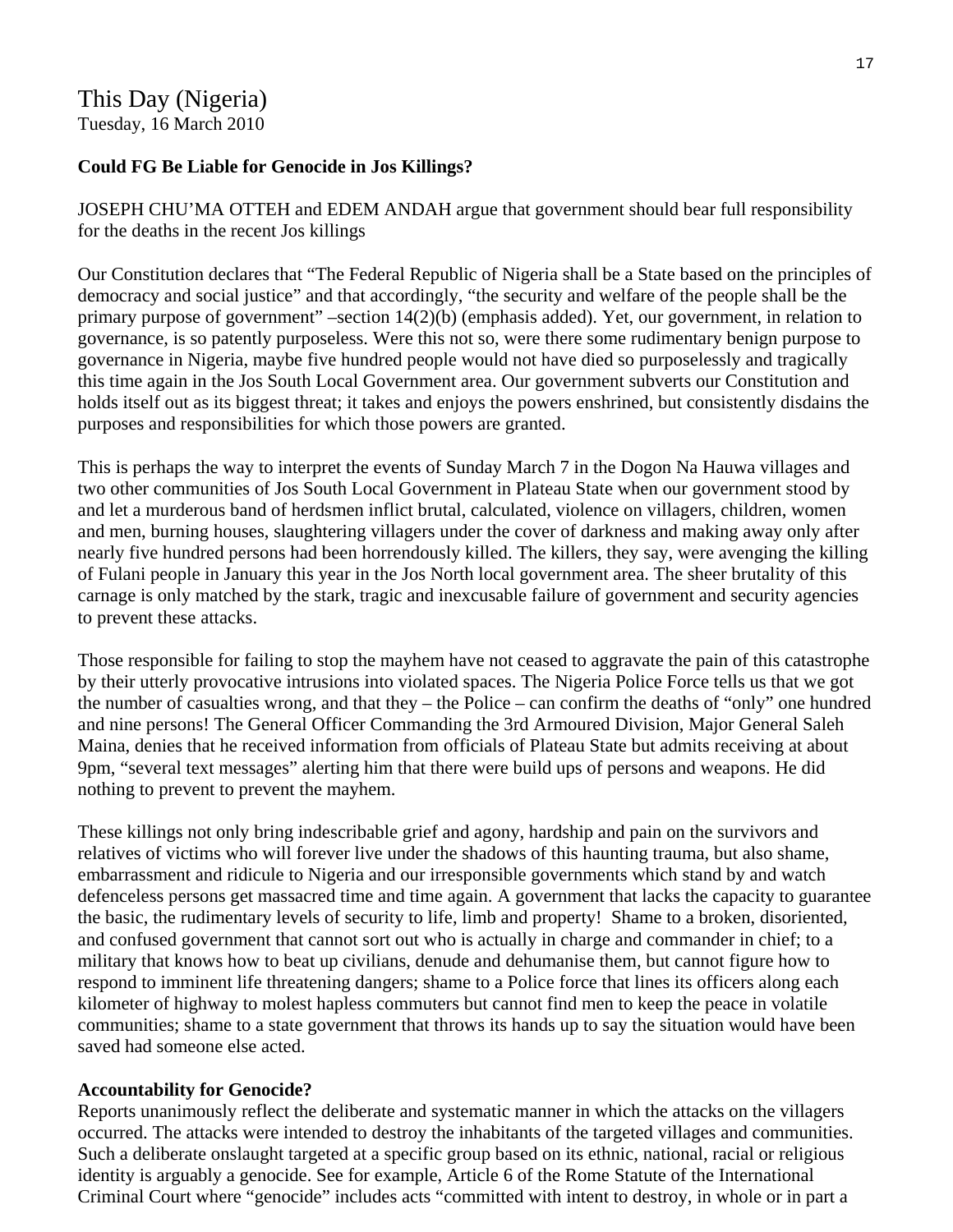# This Day (Nigeria)

Tuesday, 16 March 2010

**Could FG Be Liable for Genocide in Jos Killings?**

JOSEPH CHU'MA OTTEH and EDEM ANDAH argue that government should bear full responsibility for the deaths in the recent Jos killings

Our Constitution declares that "The Federal Republic of Nigeria shall be a State based on the principles of democracy and social justice" and that accordingly, "the security and welfare of the people shall be the primary purpose of government" –section 14(2)(b) (emphasis added). Yet, our government, in relation to governance, is so patently purposeless. Were this not so, were there some rudimentary benign purpose to governance in Nigeria, maybe five hundred people would not have died so purposelessly and tragically this time again in the Jos South Local Government area. Our government subverts our Constitution and holds itself out as its biggest threat; it takes and enjoys the powers enshrined, but consistently disdains the purposes and responsibilities for which those powers are granted.

This is perhaps the way to interpret the events of Sunday March 7 in the Dogon Na Hauwa villages and two other communities of Jos South Local Government in Plateau State when our government stood by and let a murderous band of herdsmen inflict brutal, calculated, violence on villagers, children, women and men, burning houses, slaughtering villagers under the cover of darkness and making away only after nearly five hundred persons had been horrendously killed. The killers, they say, were avenging the killing of Fulani people in January this year in the Jos North local government area. The sheer brutality of this carnage is only matched by the stark, tragic and inexcusable failure of government and security agencies to prevent these attacks.

Those responsible for failing to stop the mayhem have not ceased to aggravate the pain of this catastrophe by their utterly provocative intrusions into violated spaces. The Nigeria Police Force tells us that we got the number of casualties wrong, and that they – the Police – can confirm the deaths of "only" one hundred and nine persons! The General Officer Commanding the 3rd Armoured Division, Major General Saleh Maina, denies that he received information from officials of Plateau State but admits receiving at about 9pm, "several text messages" alerting him that there were build ups of persons and weapons. He did nothing to prevent to prevent the mayhem.

These killings not only bring indescribable grief and agony, hardship and pain on the survivors and relatives of victims who will forever live under the shadows of this haunting trauma, but also shame, embarrassment and ridicule to Nigeria and our irresponsible governments which stand by and watch defenceless persons get massacred time and time again. A government that lacks the capacity to guarantee the basic, the rudimentary levels of security to life, limb and property! Shame to a broken, disoriented, and confused government that cannot sort out who is actually in charge and commander in chief; to a military that knows how to beat up civilians, denude and dehumanise them, but cannot figure how to respond to imminent life threatening dangers; shame to a Police force that lines its officers along each kilometer of highway to molest hapless commuters but cannot find men to keep the peace in volatile communities; shame to a state government that throws its hands up to say the situation would have been saved had someone else acted.

**Accountability for Genocide?**

Reports unanimously reflect the deliberate and systematic manner in which the attacks on the villagers occurred. The attacks were intended to destroy the inhabitants of the targeted villages and communities. Such a deliberate onslaught targeted at a specific group based on its ethnic, national, racial or religious identity is arguably a genocide. See for example, Article 6 of the Rome Statute of the International Criminal Court where "genocide" includes acts "committed with intent to destroy, in whole or in part a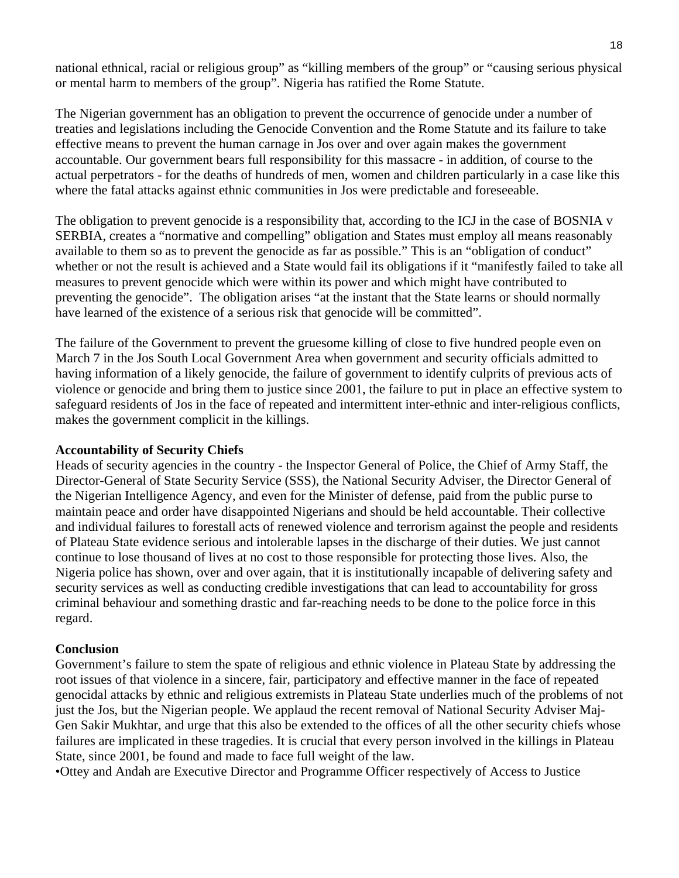national ethnical, racial or religious group" as "killing members of the group" or "causing serious physical or mental harm to members of the group". Nigeria has ratified the Rome Statute.

The Nigerian government has an obligation to prevent the occurrence of genocide under a number of treaties and legislations including the Genocide Convention and the Rome Statute and its failure to take effective means to prevent the human carnage in Jos over and over again makes the government accountable. Our government bears full responsibility for this massacre - in addition, of course to the actual perpetrators - for the deaths of hundreds of men, women and children particularly in a case like this where the fatal attacks against ethnic communities in Jos were predictable and foreseeable.

The obligation to prevent genocide is a responsibility that, according to the ICJ in the case of BOSNIA v SERBIA, creates a "normative and compelling" obligation and States must employ all means reasonably available to them so as to prevent the genocide as far as possible." This is an "obligation of conduct" whether or not the result is achieved and a State would fail its obligations if it "manifestly failed to take all measures to prevent genocide which were within its power and which might have contributed to preventing the genocide". The obligation arises "at the instant that the State learns or should normally have learned of the existence of a serious risk that genocide will be committed".

The failure of the Government to prevent the gruesome killing of close to five hundred people even on March 7 in the Jos South Local Government Area when government and security officials admitted to having information of a likely genocide, the failure of government to identify culprits of previous acts of violence or genocide and bring them to justice since 2001, the failure to put in place an effective system to safeguard residents of Jos in the face of repeated and intermittent inter-ethnic and inter-religious conflicts, makes the government complicit in the killings.

**Accountability of Security Chiefs**

Heads of security agencies in the country - the Inspector General of Police, the Chief of Army Staff, the Director-General of State Security Service (SSS), the National Security Adviser, the Director General of the Nigerian Intelligence Agency, and even for the Minister of defense, paid from the public purse to maintain peace and order have disappointed Nigerians and should be held accountable. Their collective and individual failures to forestall acts of renewed violence and terrorism against the people and residents of Plateau State evidence serious and intolerable lapses in the discharge of their duties. We just cannot continue to lose thousand of lives at no cost to those responsible for protecting those lives. Also, the Nigeria police has shown, over and over again, that it is institutionally incapable of delivering safety and security services as well as conducting credible investigations that can lead to accountability for gross criminal behaviour and something drastic and far-reaching needs to be done to the police force in this regard.

**Conclusion**

Government's failure to stem the spate of religious and ethnic violence in Plateau State by addressing the root issues of that violence in a sincere, fair, participatory and effective manner in the face of repeated genocidal attacks by ethnic and religious extremists in Plateau State underlies much of the problems of not just the Jos, but the Nigerian people. We applaud the recent removal of National Security Adviser Maj-Gen Sakir Mukhtar, and urge that this also be extended to the offices of all the other security chiefs whose failures are implicated in these tragedies. It is crucial that every person involved in the killings in Plateau State, since 2001, be found and made to face full weight of the law.

•Ottey and Andah are Executive Director and Programme Officer respectively of Access to Justice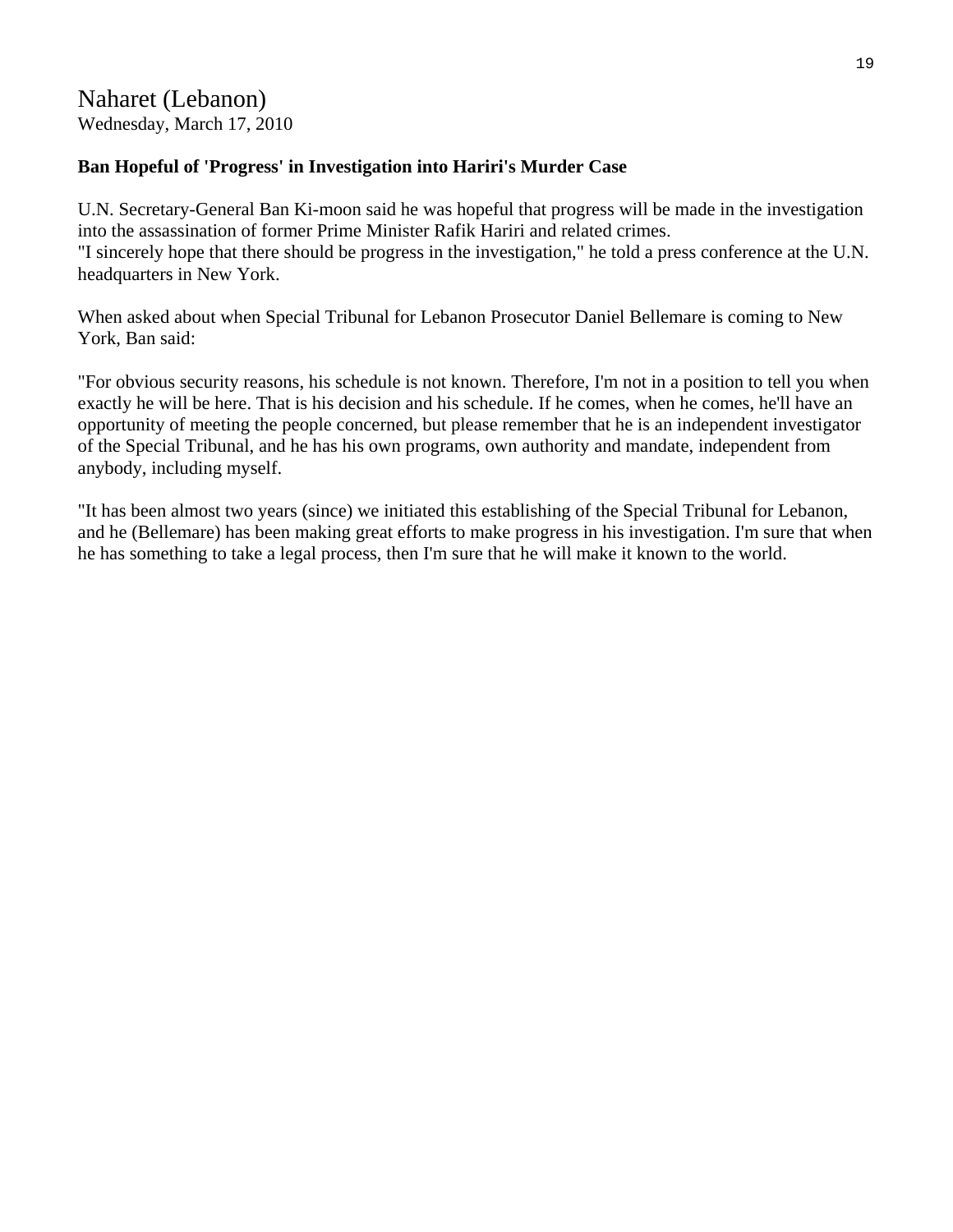Naharet (Lebanon)
Wednesday, March 17, 2010

**Ban Hopeful of 'Progress' in Investigation into Hariri's Murder Case**

U.N. Secretary-General Ban Ki-moon said he was hopeful that progress will be made in the investigation into the assassination of former Prime Minister Rafik Hariri and related crimes.
"I sincerely hope that there should be progress in the investigation," he told a press conference at the U.N. headquarters in New York.

When asked about when Special Tribunal for Lebanon Prosecutor Daniel Bellemare is coming to New York, Ban said:

"For obvious security reasons, his schedule is not known. Therefore, I'm not in a position to tell you when exactly he will be here. That is his decision and his schedule. If he comes, when he comes, he'll have an opportunity of meeting the people concerned, but please remember that he is an independent investigator of the Special Tribunal, and he has his own programs, own authority and mandate, independent from anybody, including myself.

"It has been almost two years (since) we initiated this establishing of the Special Tribunal for Lebanon, and he (Bellemare) has been making great efforts to make progress in his investigation. I'm sure that when he has something to take a legal process, then I'm sure that he will make it known to the world.